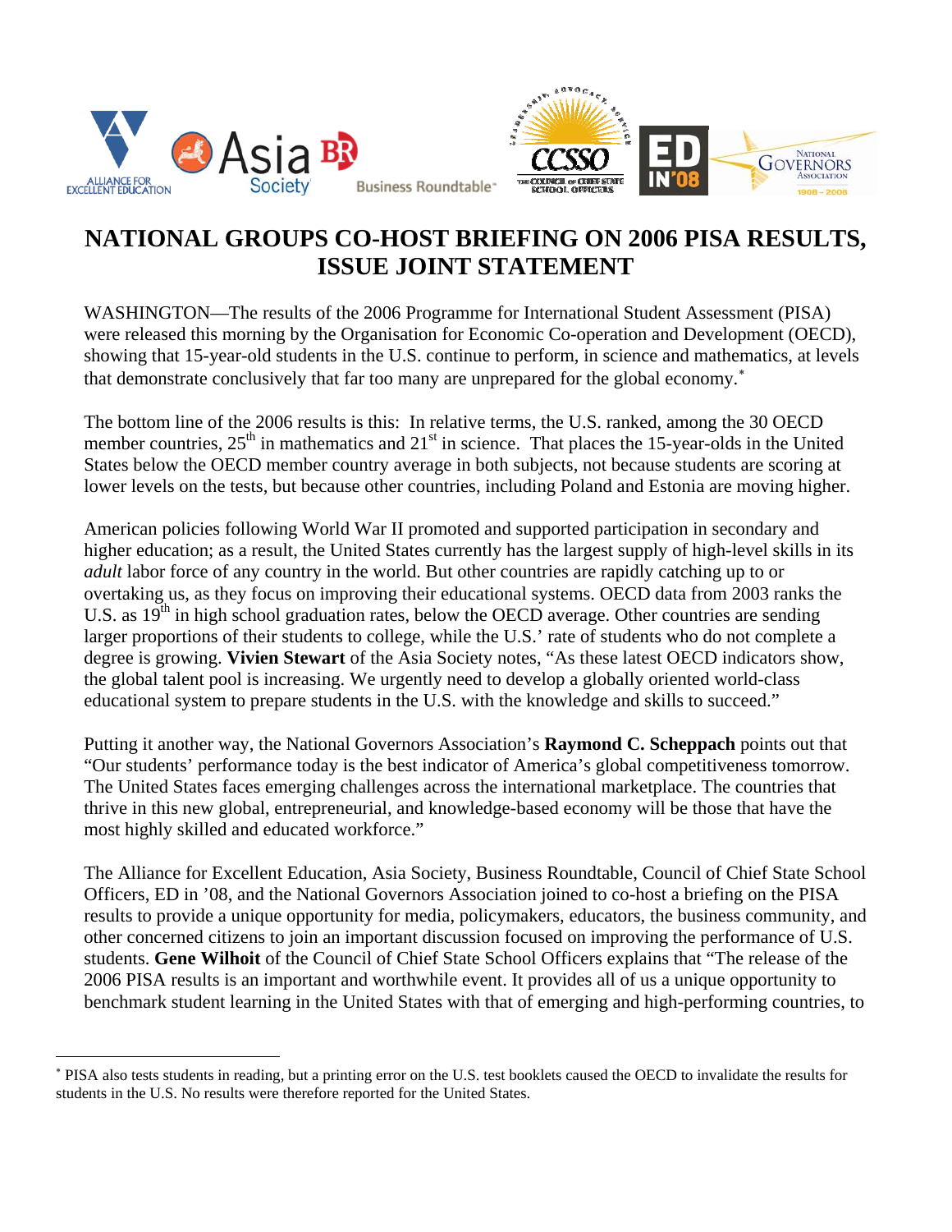# NATIONAL GROUPS CO-HOST BRIEFING ON 2006 PISA RESULTS, ISSUE JOINT STATEMENT

WASHINGTON—The results of the 2006 Programme for International Student Assessment (PISA) were released this morning by the Organisation for Economic Co-operation and Development (OECD), showing that 15-year-old students in the U.S. continue to perform, in science and mathematics, at levels that demonstrate conclusively that far too many are unprepared for the global economy.*

The bottom line of the 2006 results is this: In relative terms, the U.S. ranked, among the 30 OECD member countries, 25th in mathematics and 21st in science. That places the 15-year-olds in the United States below the OECD member country average in both subjects, not because students are scoring at lower levels on the tests, but because other countries, including Poland and Estonia are moving higher.

American policies following World War II promoted and supported participation in secondary and higher education; as a result, the United States currently has the largest supply of high-level skills in its *adult* labor force of any country in the world. But other countries are rapidly catching up to or overtaking us, as they focus on improving their educational systems. OECD data from 2003 ranks the U.S. as 19th in high school graduation rates, below the OECD average. Other countries are sending larger proportions of their students to college, while the U.S.' rate of students who do not complete a degree is growing. **Vivien Stewart** of the Asia Society notes, "As these latest OECD indicators show, the global talent pool is increasing. We urgently need to develop a globally oriented world-class educational system to prepare students in the U.S. with the knowledge and skills to succeed."

Putting it another way, the National Governors Association's **Raymond C. Scheppach** points out that "Our students' performance today is the best indicator of America's global competitiveness tomorrow. The United States faces emerging challenges across the international marketplace. The countries that thrive in this new global, entrepreneurial, and knowledge-based economy will be those that have the most highly skilled and educated workforce."

The Alliance for Excellent Education, Asia Society, Business Roundtable, Council of Chief State School Officers, ED in '08, and the National Governors Association joined to co-host a briefing on the PISA results to provide a unique opportunity for media, policymakers, educators, the business community, and other concerned citizens to join an important discussion focused on improving the performance of U.S. students. **Gene Wilhoit** of the Council of Chief State School Officers explains that "The release of the 2006 PISA results is an important and worthwhile event. It provides all of us a unique opportunity to benchmark student learning in the United States with that of emerging and high-performing countries, to

---

* PISA also tests students in reading, but a printing error on the U.S. test booklets caused the OECD to invalidate the results for students in the U.S. No results were therefore reported for the United States.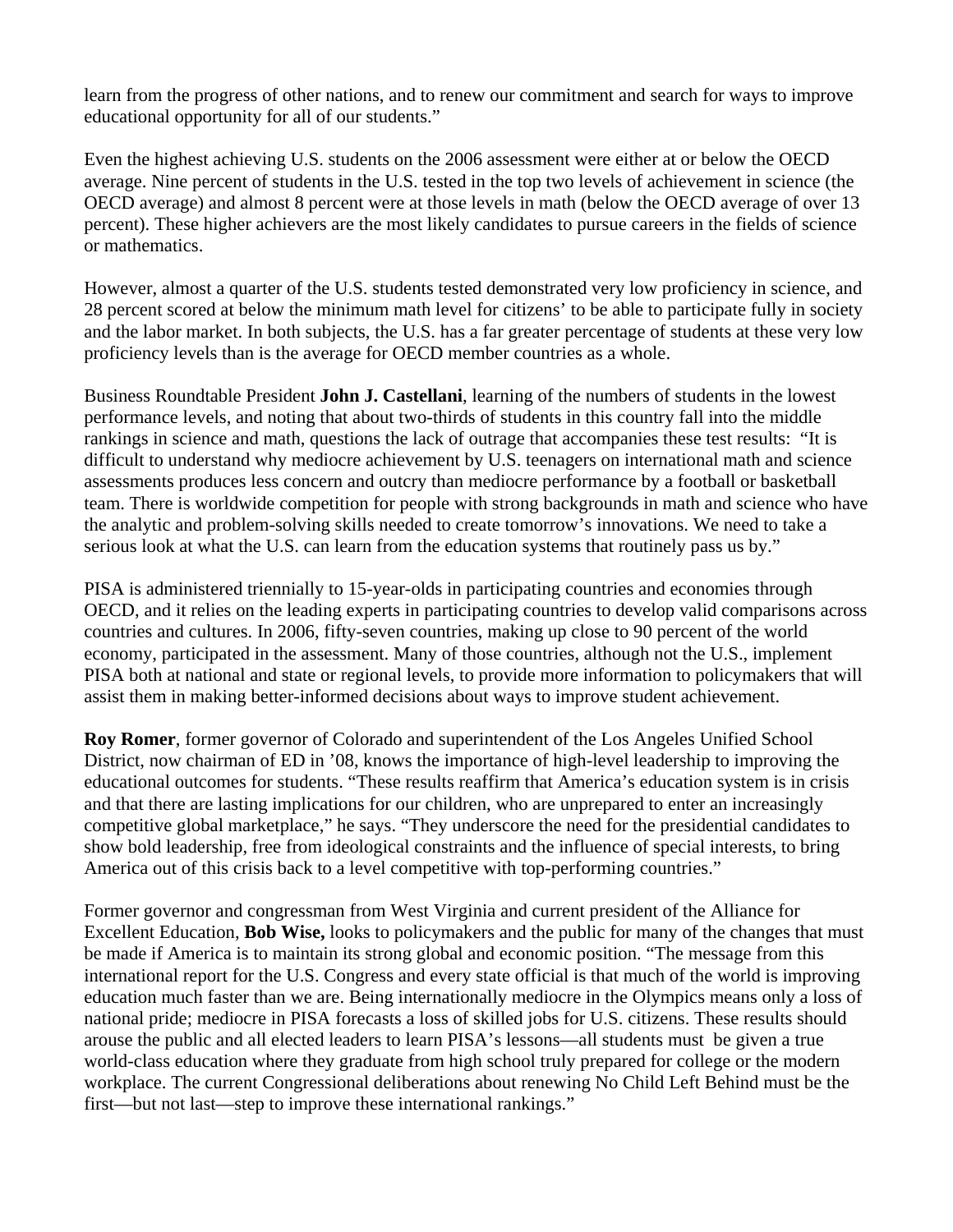learn from the progress of other nations, and to renew our commitment and search for ways to improve educational opportunity for all of our students."

Even the highest achieving U.S. students on the 2006 assessment were either at or below the OECD average. Nine percent of students in the U.S. tested in the top two levels of achievement in science (the OECD average) and almost 8 percent were at those levels in math (below the OECD average of over 13 percent). These higher achievers are the most likely candidates to pursue careers in the fields of science or mathematics.

However, almost a quarter of the U.S. students tested demonstrated very low proficiency in science, and 28 percent scored at below the minimum math level for citizens' to be able to participate fully in society and the labor market. In both subjects, the U.S. has a far greater percentage of students at these very low proficiency levels than is the average for OECD member countries as a whole.

Business Roundtable President **John J. Castellani**, learning of the numbers of students in the lowest performance levels, and noting that about two-thirds of students in this country fall into the middle rankings in science and math, questions the lack of outrage that accompanies these test results: "It is difficult to understand why mediocre achievement by U.S. teenagers on international math and science assessments produces less concern and outcry than mediocre performance by a football or basketball team. There is worldwide competition for people with strong backgrounds in math and science who have the analytic and problem-solving skills needed to create tomorrow's innovations. We need to take a serious look at what the U.S. can learn from the education systems that routinely pass us by."

PISA is administered triennially to 15-year-olds in participating countries and economies through OECD, and it relies on the leading experts in participating countries to develop valid comparisons across countries and cultures. In 2006, fifty-seven countries, making up close to 90 percent of the world economy, participated in the assessment. Many of those countries, although not the U.S., implement PISA both at national and state or regional levels, to provide more information to policymakers that will assist them in making better-informed decisions about ways to improve student achievement.

**Roy Romer**, former governor of Colorado and superintendent of the Los Angeles Unified School District, now chairman of ED in '08, knows the importance of high-level leadership to improving the educational outcomes for students. "These results reaffirm that America's education system is in crisis and that there are lasting implications for our children, who are unprepared to enter an increasingly competitive global marketplace," he says. "They underscore the need for the presidential candidates to show bold leadership, free from ideological constraints and the influence of special interests, to bring America out of this crisis back to a level competitive with top-performing countries."

Former governor and congressman from West Virginia and current president of the Alliance for Excellent Education, **Bob Wise,** looks to policymakers and the public for many of the changes that must be made if America is to maintain its strong global and economic position. "The message from this international report for the U.S. Congress and every state official is that much of the world is improving education much faster than we are. Being internationally mediocre in the Olympics means only a loss of national pride; mediocre in PISA forecasts a loss of skilled jobs for U.S. citizens. These results should arouse the public and all elected leaders to learn PISA's lessons—all students must be given a true world-class education where they graduate from high school truly prepared for college or the modern workplace. The current Congressional deliberations about renewing No Child Left Behind must be the first—but not last—step to improve these international rankings."